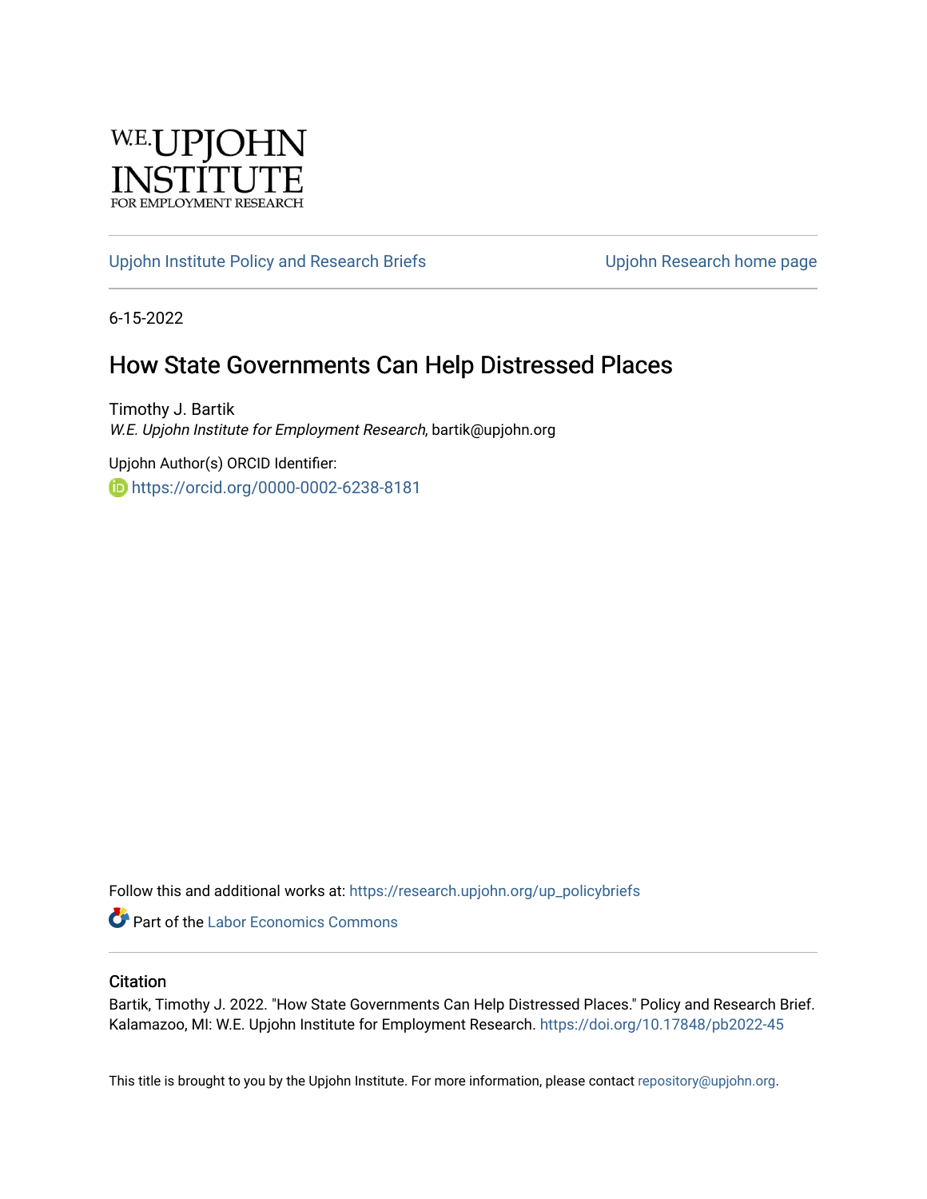W.E. UPJOHN INSTITUTE FOR EMPLOYMENT RESEARCH

Upjohn Institute Policy and Research Briefs | Upjohn Research home page

6-15-2022

# How State Governments Can Help Distressed Places

Timothy J. Bartik
*W.E. Upjohn Institute for Employment Research*, bartik@upjohn.org

Upjohn Author(s) ORCID Identifier:
https://orcid.org/0000-0002-6238-8181

Follow this and additional works at: https://research.upjohn.org/up_policybriefs

Part of the Labor Economics Commons

## Citation

Bartik, Timothy J. 2022. "How State Governments Can Help Distressed Places." Policy and Research Brief. Kalamazoo, MI: W.E. Upjohn Institute for Employment Research. https://doi.org/10.17848/pb2022-45

This title is brought to you by the Upjohn Institute. For more information, please contact repository@upjohn.org.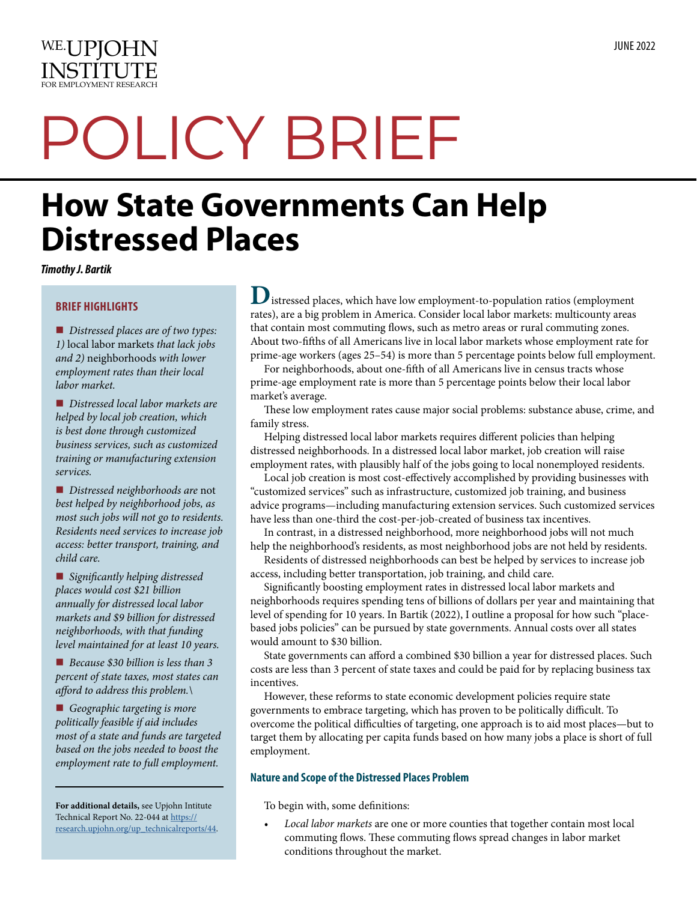W.E. UPJOHN INSTITUTE FOR EMPLOYMENT RESEARCH

JUNE 2022

# POLICY BRIEF

# How State Governments Can Help Distressed Places

***Timothy J. Bartik***

**BRIEF HIGHLIGHTS**

- *Distressed places are of two types: 1)* local labor markets *that lack jobs and 2)* neighborhoods *with lower employment rates than their local labor market.*
- *Distressed local labor markets are helped by local job creation, which is best done through customized business services, such as customized training or manufacturing extension services.*
- *Distressed neighborhoods are* not *best helped by neighborhood jobs, as most such jobs will not go to residents. Residents need services to increase job access: better transport, training, and child care.*
- *Significantly helping distressed places would cost $21 billion annually for distressed local labor markets and $9 billion for distressed neighborhoods, with that funding level maintained for at least 10 years.*
- *Because $30 billion is less than 3 percent of state taxes, most states can afford to address this problem.\*
- *Geographic targeting is more politically feasible if aid includes most of a state and funds are targeted based on the jobs needed to boost the employment rate to full employment.*

**For additional details,** see Upjohn Institute Technical Report No. 22-044 at https://research.upjohn.org/up_technicalreports/44.

Distressed places, which have low employment-to-population ratios (employment rates), are a big problem in America. Consider local labor markets: multicounty areas that contain most commuting flows, such as metro areas or rural commuting zones. About two-fifths of all Americans live in local labor markets whose employment rate for prime-age workers (ages 25–54) is more than 5 percentage points below full employment.

For neighborhoods, about one-fifth of all Americans live in census tracts whose prime-age employment rate is more than 5 percentage points below their local labor market's average.

These low employment rates cause major social problems: substance abuse, crime, and family stress.

Helping distressed local labor markets requires different policies than helping distressed neighborhoods. In a distressed local labor market, job creation will raise employment rates, with plausibly half of the jobs going to local nonemployed residents.

Local job creation is most cost-effectively accomplished by providing businesses with "customized services" such as infrastructure, customized job training, and business advice programs—including manufacturing extension services. Such customized services have less than one-third the cost-per-job-created of business tax incentives.

In contrast, in a distressed neighborhood, more neighborhood jobs will not much help the neighborhood's residents, as most neighborhood jobs are not held by residents.

Residents of distressed neighborhoods can best be helped by services to increase job access, including better transportation, job training, and child care.

Significantly boosting employment rates in distressed local labor markets and neighborhoods requires spending tens of billions of dollars per year and maintaining that level of spending for 10 years. In Bartik (2022), I outline a proposal for how such "place-based jobs policies" can be pursued by state governments. Annual costs over all states would amount to $30 billion.

State governments can afford a combined $30 billion a year for distressed places. Such costs are less than 3 percent of state taxes and could be paid for by replacing business tax incentives.

However, these reforms to state economic development policies require state governments to embrace targeting, which has proven to be politically difficult. To overcome the political difficulties of targeting, one approach is to aid most places—but to target them by allocating per capita funds based on how many jobs a place is short of full employment.

### Nature and Scope of the Distressed Places Problem

To begin with, some definitions:

- *Local labor markets* are one or more counties that together contain most local commuting flows. These commuting flows spread changes in labor market conditions throughout the market.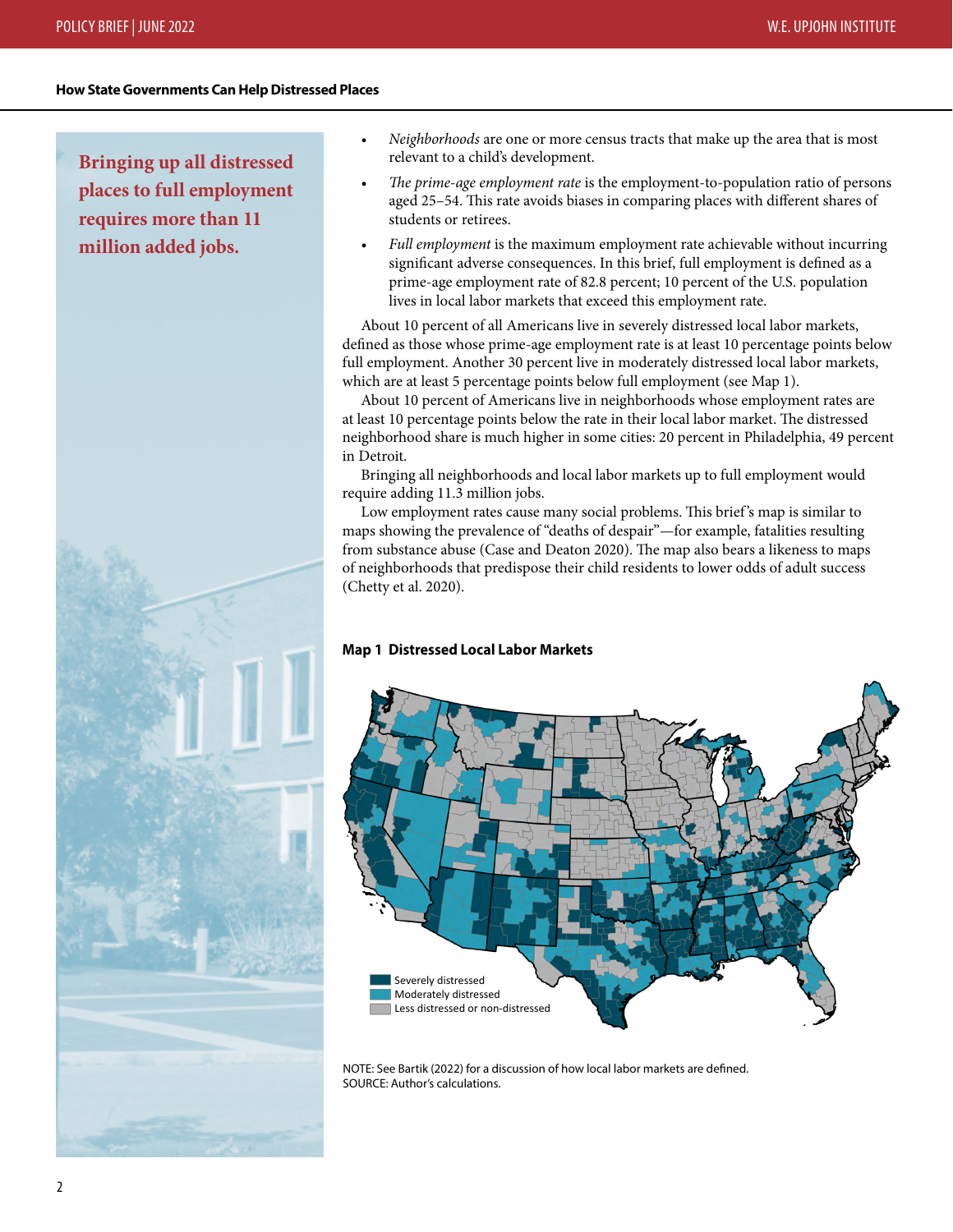**Bringing up all distressed places to full employment requires more than 11 million added jobs.**

- *Neighborhoods* are one or more census tracts that make up the area that is most relevant to a child's development.
- *The prime-age employment rate* is the employment-to-population ratio of persons aged 25–54. This rate avoids biases in comparing places with different shares of students or retirees.
- *Full employment* is the maximum employment rate achievable without incurring significant adverse consequences. In this brief, full employment is defined as a prime-age employment rate of 82.8 percent; 10 percent of the U.S. population lives in local labor markets that exceed this employment rate.

About 10 percent of all Americans live in severely distressed local labor markets, defined as those whose prime-age employment rate is at least 10 percentage points below full employment. Another 30 percent live in moderately distressed local labor markets, which are at least 5 percentage points below full employment (see Map 1).

About 10 percent of Americans live in neighborhoods whose employment rates are at least 10 percentage points below the rate in their local labor market. The distressed neighborhood share is much higher in some cities: 20 percent in Philadelphia, 49 percent in Detroit.

Bringing all neighborhoods and local labor markets up to full employment would require adding 11.3 million jobs.

Low employment rates cause many social problems. This brief's map is similar to maps showing the prevalence of "deaths of despair"—for example, fatalities resulting from substance abuse (Case and Deaton 2020). The map also bears a likeness to maps of neighborhoods that predispose their child residents to lower odds of adult success (Chetty et al. 2020).

**Map 1 Distressed Local Labor Markets**

Severely distressed
Moderately distressed
Less distressed or non-distressed

NOTE: See Bartik (2022) for a discussion of how local labor markets are defined.
SOURCE: Author's calculations.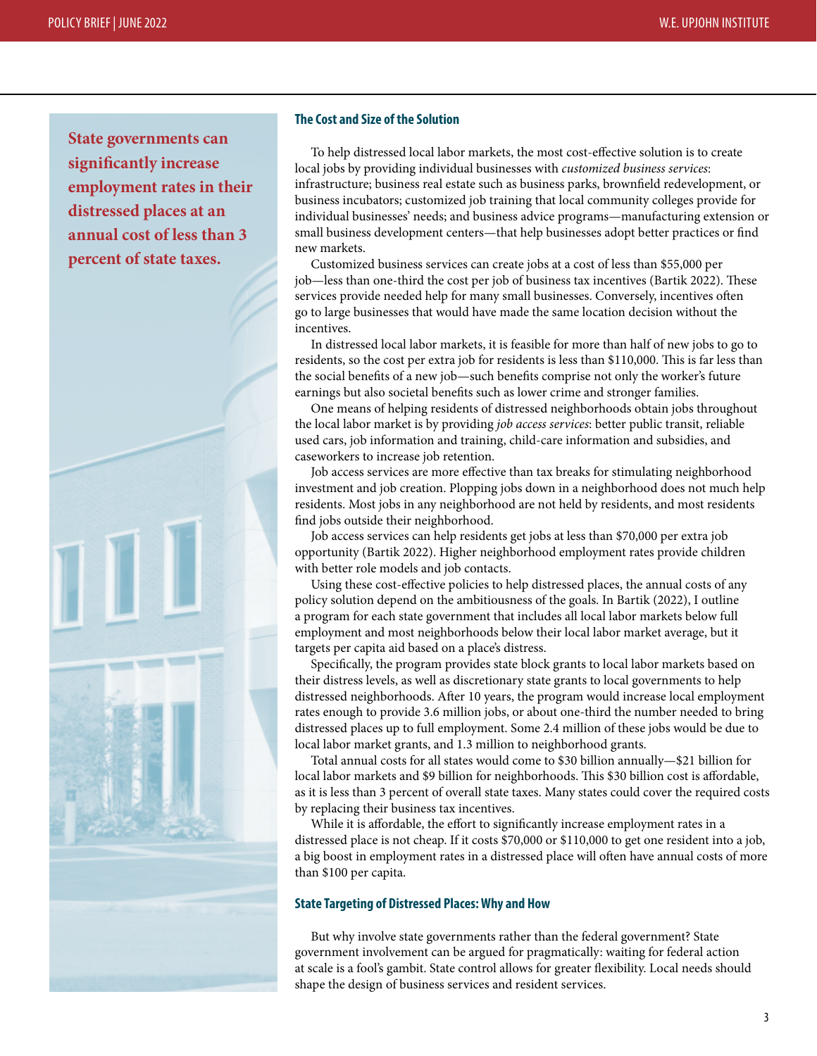**State governments can significantly increase employment rates in their distressed places at an annual cost of less than 3 percent of state taxes.**

## The Cost and Size of the Solution

To help distressed local labor markets, the most cost-effective solution is to create local jobs by providing individual businesses with *customized business services*: infrastructure; business real estate such as business parks, brownfield redevelopment, or business incubators; customized job training that local community colleges provide for individual businesses' needs; and business advice programs—manufacturing extension or small business development centers—that help businesses adopt better practices or find new markets.

Customized business services can create jobs at a cost of less than $55,000 per job—less than one-third the cost per job of business tax incentives (Bartik 2022). These services provide needed help for many small businesses. Conversely, incentives often go to large businesses that would have made the same location decision without the incentives.

In distressed local labor markets, it is feasible for more than half of new jobs to go to residents, so the cost per extra job for residents is less than $110,000. This is far less than the social benefits of a new job—such benefits comprise not only the worker's future earnings but also societal benefits such as lower crime and stronger families.

One means of helping residents of distressed neighborhoods obtain jobs throughout the local labor market is by providing *job access services*: better public transit, reliable used cars, job information and training, child-care information and subsidies, and caseworkers to increase job retention.

Job access services are more effective than tax breaks for stimulating neighborhood investment and job creation. Plopping jobs down in a neighborhood does not much help residents. Most jobs in any neighborhood are not held by residents, and most residents find jobs outside their neighborhood.

Job access services can help residents get jobs at less than $70,000 per extra job opportunity (Bartik 2022). Higher neighborhood employment rates provide children with better role models and job contacts.

Using these cost-effective policies to help distressed places, the annual costs of any policy solution depend on the ambitiousness of the goals. In Bartik (2022), I outline a program for each state government that includes all local labor markets below full employment and most neighborhoods below their local labor market average, but it targets per capita aid based on a place's distress.

Specifically, the program provides state block grants to local labor markets based on their distress levels, as well as discretionary state grants to local governments to help distressed neighborhoods. After 10 years, the program would increase local employment rates enough to provide 3.6 million jobs, or about one-third the number needed to bring distressed places up to full employment. Some 2.4 million of these jobs would be due to local labor market grants, and 1.3 million to neighborhood grants.

Total annual costs for all states would come to $30 billion annually—$21 billion for local labor markets and $9 billion for neighborhoods. This $30 billion cost is affordable, as it is less than 3 percent of overall state taxes. Many states could cover the required costs by replacing their business tax incentives.

While it is affordable, the effort to significantly increase employment rates in a distressed place is not cheap. If it costs $70,000 or $110,000 to get one resident into a job, a big boost in employment rates in a distressed place will often have annual costs of more than $100 per capita.

## State Targeting of Distressed Places: Why and How

But why involve state governments rather than the federal government? State government involvement can be argued for pragmatically: waiting for federal action at scale is a fool's gambit. State control allows for greater flexibility. Local needs should shape the design of business services and resident services.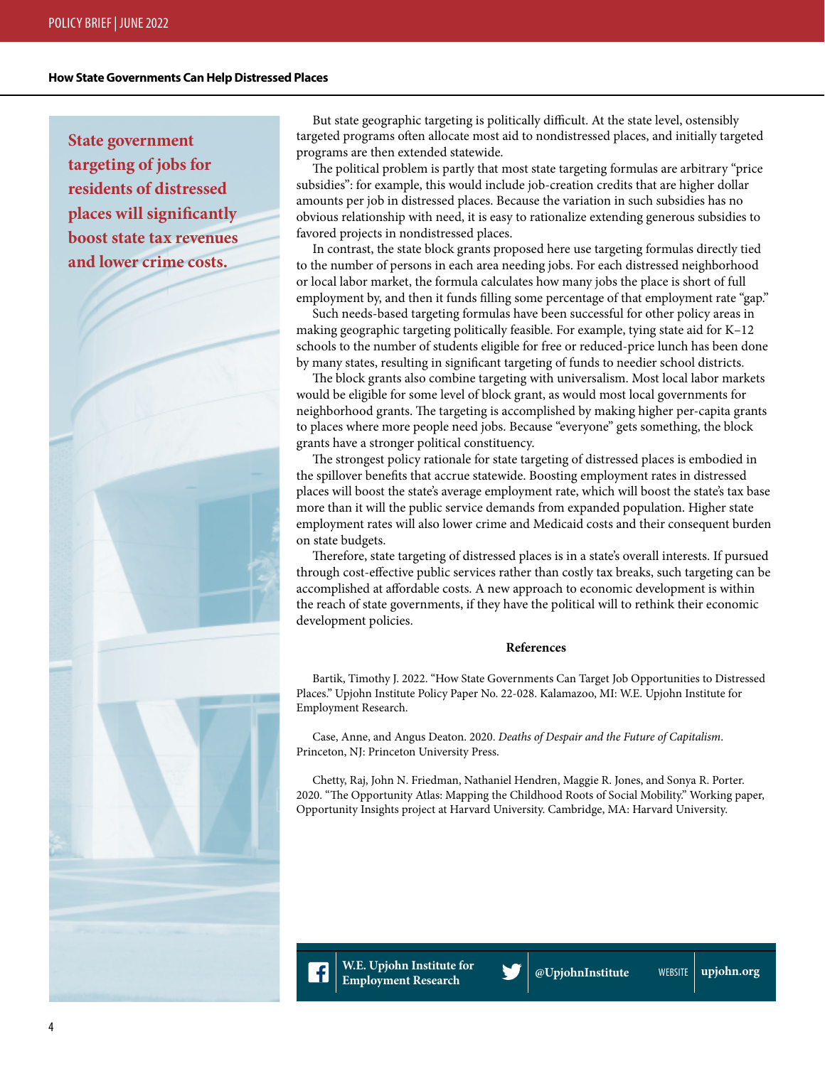**State government targeting of jobs for residents of distressed places will significantly boost state tax revenues and lower crime costs.**

But state geographic targeting is politically difficult. At the state level, ostensibly targeted programs often allocate most aid to nondistressed places, and initially targeted programs are then extended statewide.

The political problem is partly that most state targeting formulas are arbitrary "price subsidies": for example, this would include job-creation credits that are higher dollar amounts per job in distressed places. Because the variation in such subsidies has no obvious relationship with need, it is easy to rationalize extending generous subsidies to favored projects in nondistressed places.

In contrast, the state block grants proposed here use targeting formulas directly tied to the number of persons in each area needing jobs. For each distressed neighborhood or local labor market, the formula calculates how many jobs the place is short of full employment by, and then it funds filling some percentage of that employment rate "gap."

Such needs-based targeting formulas have been successful for other policy areas in making geographic targeting politically feasible. For example, tying state aid for K–12 schools to the number of students eligible for free or reduced-price lunch has been done by many states, resulting in significant targeting of funds to needier school districts.

The block grants also combine targeting with universalism. Most local labor markets would be eligible for some level of block grant, as would most local governments for neighborhood grants. The targeting is accomplished by making higher per-capita grants to places where more people need jobs. Because "everyone" gets something, the block grants have a stronger political constituency.

The strongest policy rationale for state targeting of distressed places is embodied in the spillover benefits that accrue statewide. Boosting employment rates in distressed places will boost the state's average employment rate, which will boost the state's tax base more than it will the public service demands from expanded population. Higher state employment rates will also lower crime and Medicaid costs and their consequent burden on state budgets.

Therefore, state targeting of distressed places is in a state's overall interests. If pursued through cost-effective public services rather than costly tax breaks, such targeting can be accomplished at affordable costs. A new approach to economic development is within the reach of state governments, if they have the political will to rethink their economic development policies.

## References

Bartik, Timothy J. 2022. "How State Governments Can Target Job Opportunities to Distressed Places." Upjohn Institute Policy Paper No. 22-028. Kalamazoo, MI: W.E. Upjohn Institute for Employment Research.

Case, Anne, and Angus Deaton. 2020. *Deaths of Despair and the Future of Capitalism*. Princeton, NJ: Princeton University Press.

Chetty, Raj, John N. Friedman, Nathaniel Hendren, Maggie R. Jones, and Sonya R. Porter. 2020. "The Opportunity Atlas: Mapping the Childhood Roots of Social Mobility." Working paper, Opportunity Insights project at Harvard University. Cambridge, MA: Harvard University.

W.E. Upjohn Institute for Employment Research | @UpjohnInstitute | WEBSITE upjohn.org